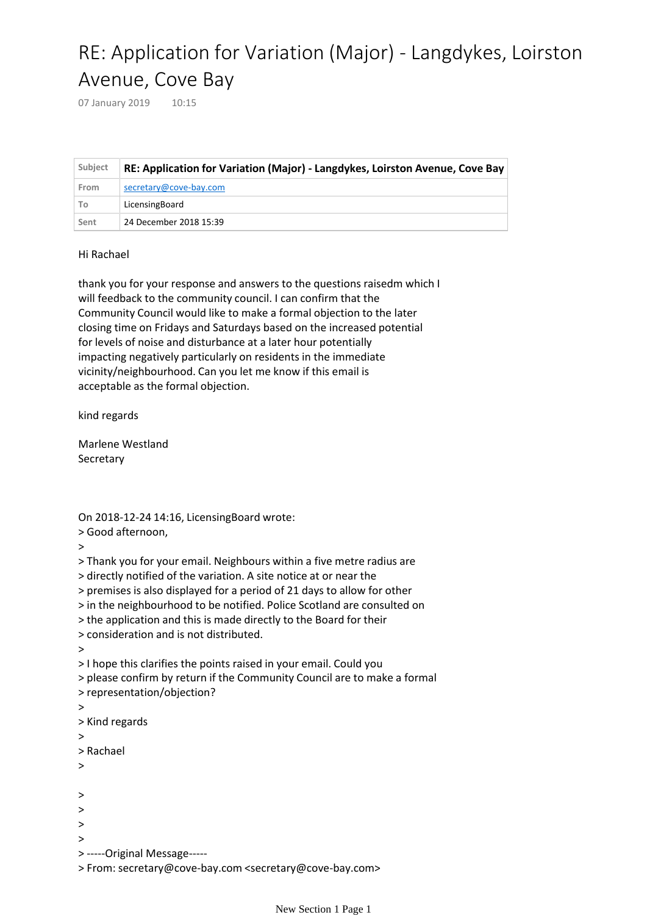# RE: Application for Variation (Major) - Langdykes, Loirston Avenue, Cove Bay

07 January 2019 10:15

| Subject | **RE: Application for Variation (Major) - Langdykes, Loirston Avenue, Cove Bay** |
|---|---|
| From | secretary@cove-bay.com |
| To | LicensingBoard |
| Sent | 24 December 2018 15:39 |

Hi Rachael

thank you for your response and answers to the questions raisedm which I will feedback to the community council. I can confirm that the Community Council would like to make a formal objection to the later closing time on Fridays and Saturdays based on the increased potential for levels of noise and disturbance at a later hour potentially impacting negatively particularly on residents in the immediate vicinity/neighbourhood. Can you let me know if this email is acceptable as the formal objection.

kind regards

Marlene Westland
Secretary

On 2018-12-24 14:16, LicensingBoard wrote:
> Good afternoon,
>
> Thank you for your email. Neighbours within a five metre radius are
> directly notified of the variation. A site notice at or near the
> premises is also displayed for a period of 21 days to allow for other
> in the neighbourhood to be notified. Police Scotland are consulted on
> the application and this is made directly to the Board for their
> consideration and is not distributed.
>
> I hope this clarifies the points raised in your email. Could you
> please confirm by return if the Community Council are to make a formal
> representation/objection?
>
> Kind regards
>
> Rachael
>

>
>
>
>
> -----Original Message-----
> From: secretary@cove-bay.com <secretary@cove-bay.com>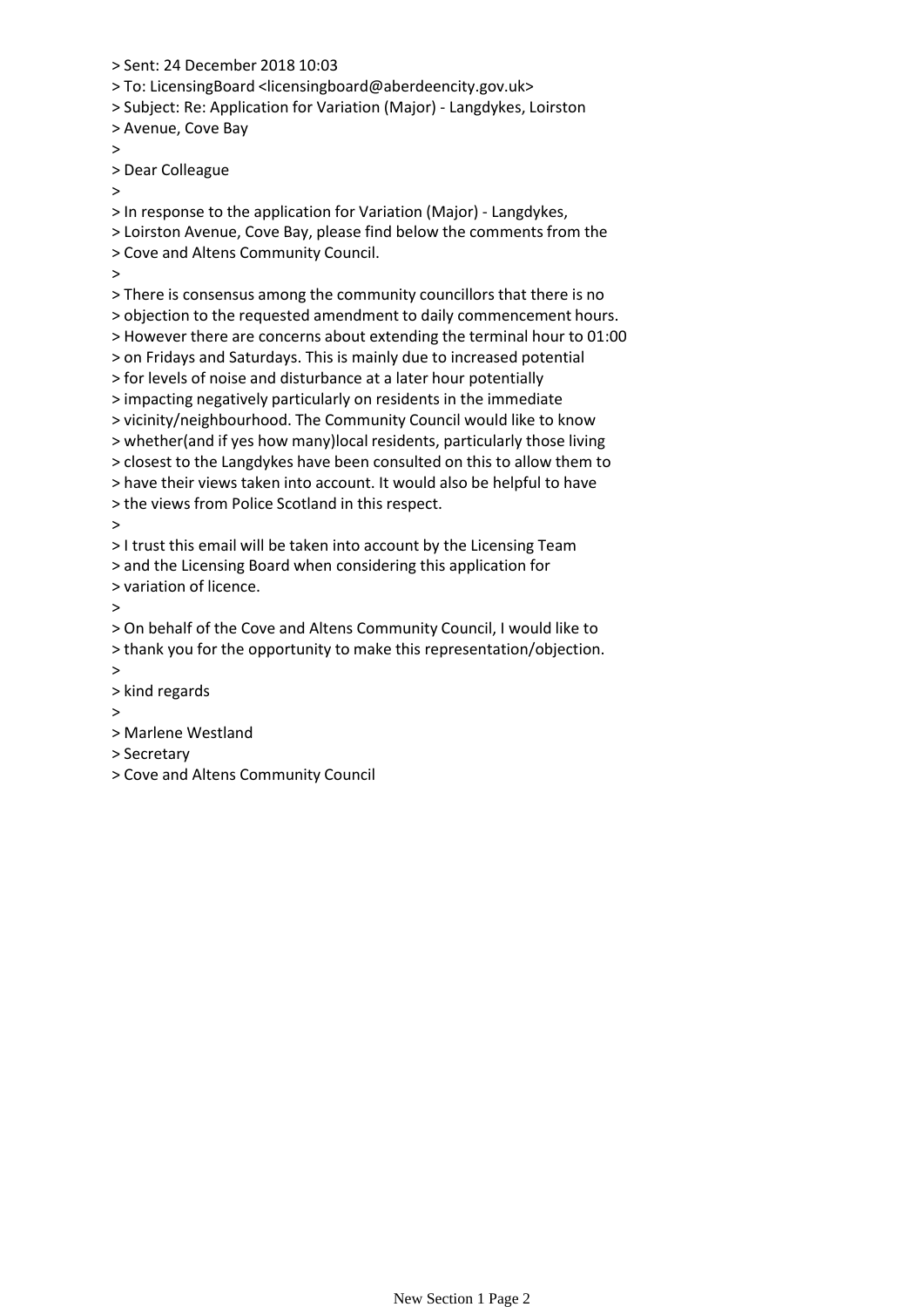> Sent: 24 December 2018 10:03
> To: LicensingBoard <licensingboard@aberdeencity.gov.uk>
> Subject: Re: Application for Variation (Major) - Langdykes, Loirston
> Avenue, Cove Bay
>
> Dear Colleague
>
> In response to the application for Variation (Major) - Langdykes,
> Loirston Avenue, Cove Bay, please find below the comments from the
> Cove and Altens Community Council.
>
> There is consensus among the community councillors that there is no
> objection to the requested amendment to daily commencement hours.
> However there are concerns about extending the terminal hour to 01:00
> on Fridays and Saturdays. This is mainly due to increased potential
> for levels of noise and disturbance at a later hour potentially
> impacting negatively particularly on residents in the immediate
> vicinity/neighbourhood. The Community Council would like to know
> whether(and if yes how many)local residents, particularly those living
> closest to the Langdykes have been consulted on this to allow them to
> have their views taken into account. It would also be helpful to have
> the views from Police Scotland in this respect.
>
> I trust this email will be taken into account by the Licensing Team
> and the Licensing Board when considering this application for
> variation of licence.
>
> On behalf of the Cove and Altens Community Council, I would like to
> thank you for the opportunity to make this representation/objection.
>
> kind regards
>
> Marlene Westland
> Secretary
> Cove and Altens Community Council